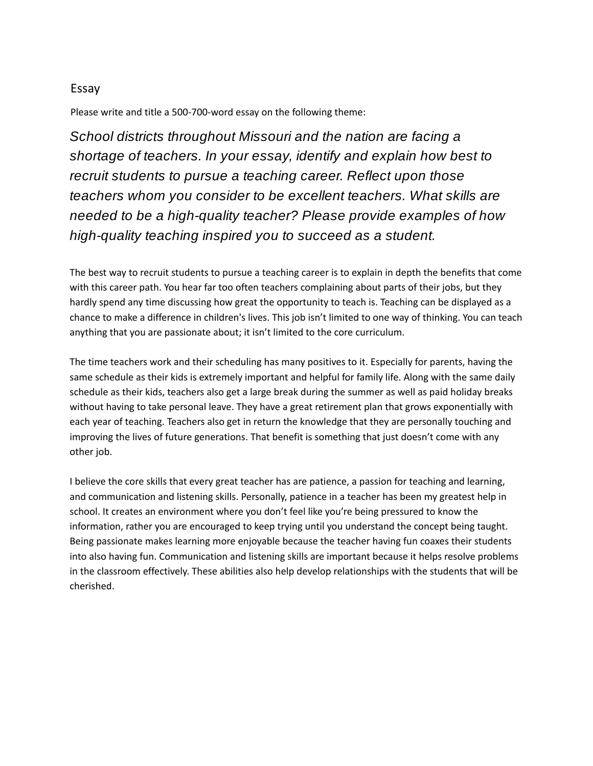# Essay

Please write and title a 500-700-word essay on the following theme:

*School districts throughout Missouri and the nation are facing a shortage of teachers. In your essay, identify and explain how best to recruit students to pursue a teaching career. Reflect upon those teachers whom you consider to be excellent teachers. What skills are needed to be a high-quality teacher? Please provide examples of how high-quality teaching inspired you to succeed as a student.*

The best way to recruit students to pursue a teaching career is to explain in depth the benefits that come with this career path. You hear far too often teachers complaining about parts of their jobs, but they hardly spend any time discussing how great the opportunity to teach is. Teaching can be displayed as a chance to make a difference in children's lives. This job isn't limited to one way of thinking. You can teach anything that you are passionate about; it isn't limited to the core curriculum.

The time teachers work and their scheduling has many positives to it. Especially for parents, having the same schedule as their kids is extremely important and helpful for family life. Along with the same daily schedule as their kids, teachers also get a large break during the summer as well as paid holiday breaks without having to take personal leave. They have a great retirement plan that grows exponentially with each year of teaching. Teachers also get in return the knowledge that they are personally touching and improving the lives of future generations. That benefit is something that just doesn't come with any other job.

I believe the core skills that every great teacher has are patience, a passion for teaching and learning, and communication and listening skills. Personally, patience in a teacher has been my greatest help in school. It creates an environment where you don't feel like you're being pressured to know the information, rather you are encouraged to keep trying until you understand the concept being taught. Being passionate makes learning more enjoyable because the teacher having fun coaxes their students into also having fun. Communication and listening skills are important because it helps resolve problems in the classroom effectively. These abilities also help develop relationships with the students that will be cherished.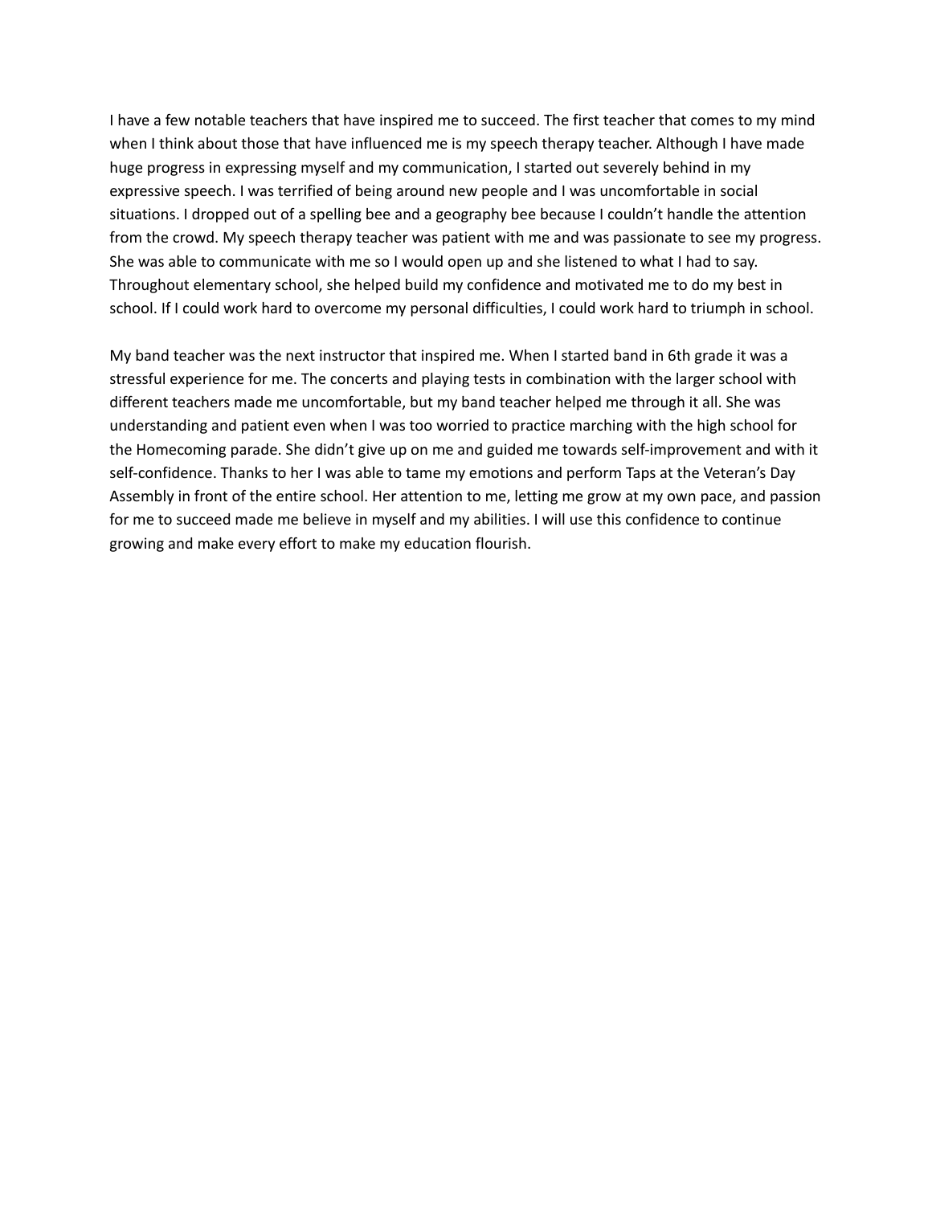I have a few notable teachers that have inspired me to succeed. The first teacher that comes to my mind when I think about those that have influenced me is my speech therapy teacher. Although I have made huge progress in expressing myself and my communication, I started out severely behind in my expressive speech. I was terrified of being around new people and I was uncomfortable in social situations. I dropped out of a spelling bee and a geography bee because I couldn't handle the attention from the crowd. My speech therapy teacher was patient with me and was passionate to see my progress. She was able to communicate with me so I would open up and she listened to what I had to say. Throughout elementary school, she helped build my confidence and motivated me to do my best in school. If I could work hard to overcome my personal difficulties, I could work hard to triumph in school.

My band teacher was the next instructor that inspired me. When I started band in 6th grade it was a stressful experience for me. The concerts and playing tests in combination with the larger school with different teachers made me uncomfortable, but my band teacher helped me through it all. She was understanding and patient even when I was too worried to practice marching with the high school for the Homecoming parade. She didn't give up on me and guided me towards self-improvement and with it self-confidence. Thanks to her I was able to tame my emotions and perform Taps at the Veteran's Day Assembly in front of the entire school. Her attention to me, letting me grow at my own pace, and passion for me to succeed made me believe in myself and my abilities. I will use this confidence to continue growing and make every effort to make my education flourish.